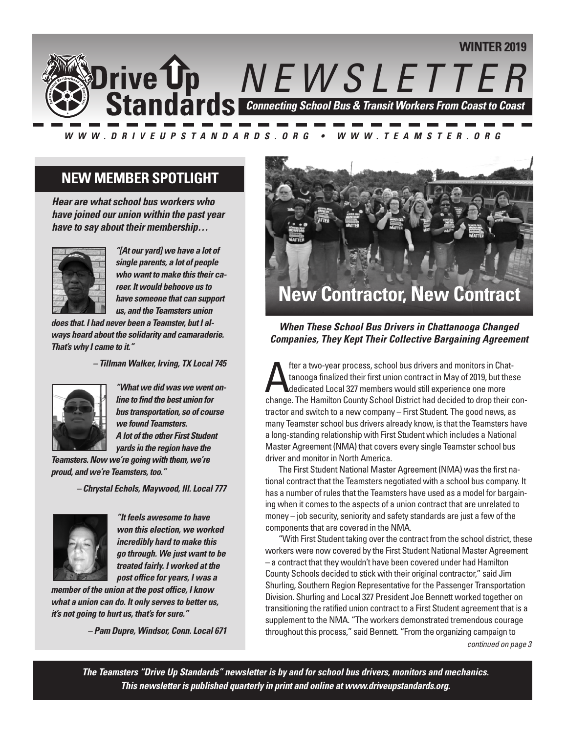WINTER 2019

# Drive Up Standards NEWSLETTER

***Connecting School Bus & Transit Workers From Coast to Coast***

***WWW.DRIVEUPSTANDARDS.ORG • WWW.TEAMSTER.ORG***

## NEW MEMBER SPOTLIGHT

***Hear are what school bus workers who have joined our union within the past year have to say about their membership…***

***"[At our yard] we have a lot of single parents, a lot of people who want to make this their career. It would behoove us to have someone that can support us, and the Teamsters union does that. I had never been a Teamster, but I always heard about the solidarity and camaraderie. That's why I came to it."***

***– Tillman Walker, Irving, TX Local 745***

***"What we did was we went online to find the best union for bus transportation, so of course we found Teamsters. A lot of the other First Student yards in the region have the Teamsters. Now we're going with them, we're proud, and we're Teamsters, too."***

***– Chrystal Echols, Maywood, Ill. Local 777***

***"It feels awesome to have won this election, we worked incredibly hard to make this go through. We just want to be treated fairly. I worked at the post office for years, I was a member of the union at the post office, I know what a union can do. It only serves to better us, it's not going to hurt us, that's for sure."***

***– Pam Dupre, Windsor, Conn. Local 671***

## New Contractor, New Contract

***When These School Bus Drivers in Chattanooga Changed Companies, They Kept Their Collective Bargaining Agreement***

After a two-year process, school bus drivers and monitors in Chattanooga finalized their first union contract in May of 2019, but these dedicated Local 327 members would still experience one more change. The Hamilton County School District had decided to drop their contractor and switch to a new company – First Student. The good news, as many Teamster school bus drivers already know, is that the Teamsters have a long-standing relationship with First Student which includes a National Master Agreement (NMA) that covers every single Teamster school bus driver and monitor in North America.

The First Student National Master Agreement (NMA) was the first national contract that the Teamsters negotiated with a school bus company. It has a number of rules that the Teamsters have used as a model for bargaining when it comes to the aspects of a union contract that are unrelated to money – job security, seniority and safety standards are just a few of the components that are covered in the NMA.

"With First Student taking over the contract from the school district, these workers were now covered by the First Student National Master Agreement – a contract that they wouldn't have been covered under had Hamilton County Schools decided to stick with their original contractor," said Jim Shurling, Southern Region Representative for the Passenger Transportation Division. Shurling and Local 327 President Joe Bennett worked together on transitioning the ratified union contract to a First Student agreement that is a supplement to the NMA. "The workers demonstrated tremendous courage throughout this process," said Bennett. "From the organizing campaign to

*continued on page 3*

***The Teamsters "Drive Up Standards" newsletter is by and for school bus drivers, monitors and mechanics. This newsletter is published quarterly in print and online at www.driveupstandards.org.***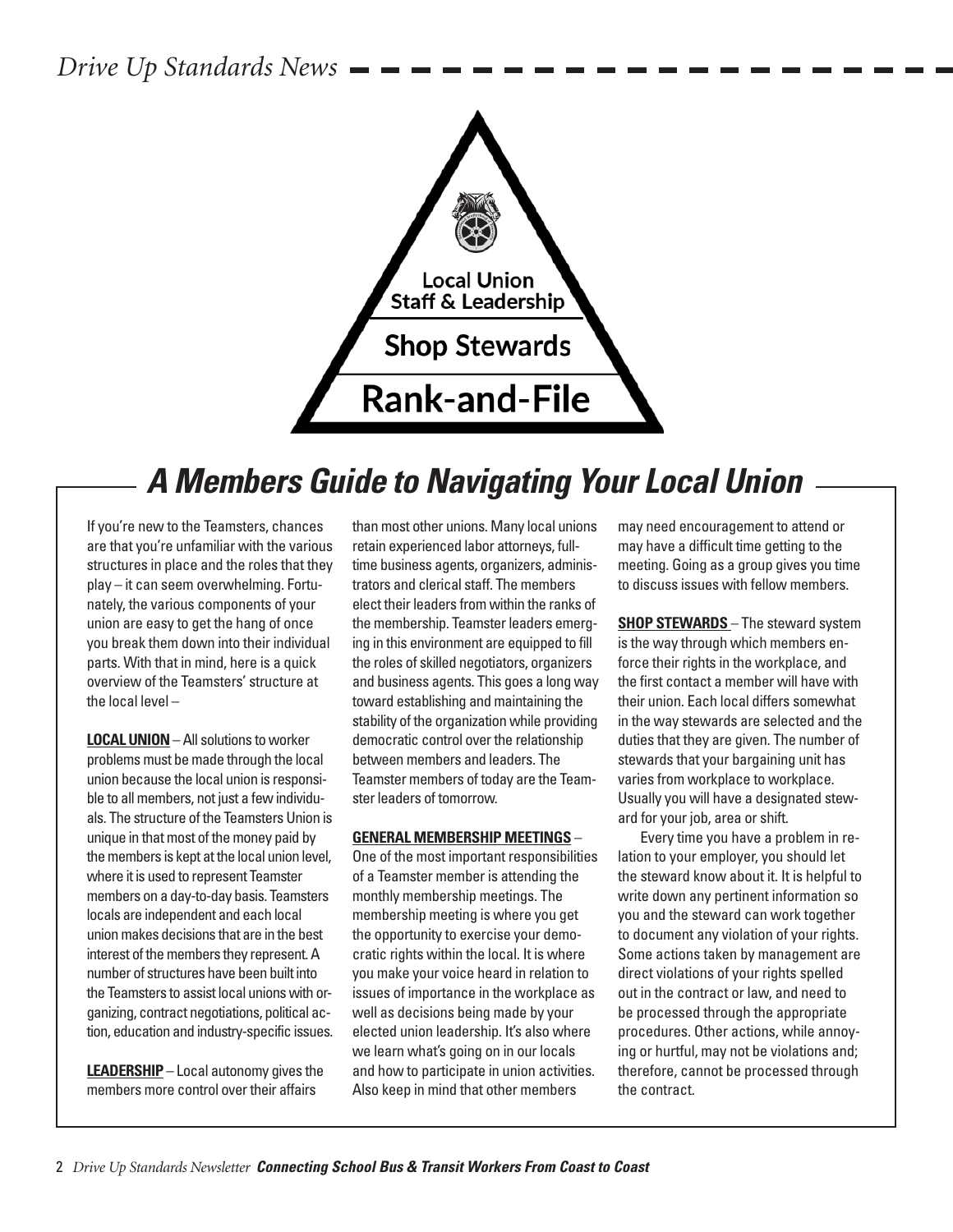Local Union Staff & Leadership

Shop Stewards

Rank-and-File

## A Members Guide to Navigating Your Local Union

If you're new to the Teamsters, chances are that you're unfamiliar with the various structures in place and the roles that they play – it can seem overwhelming. Fortunately, the various components of your union are easy to get the hang of once you break them down into their individual parts. With that in mind, here is a quick overview of the Teamsters' structure at the local level –

**LOCAL UNION** – All solutions to worker problems must be made through the local union because the local union is responsible to all members, not just a few individuals. The structure of the Teamsters Union is unique in that most of the money paid by the members is kept at the local union level, where it is used to represent Teamster members on a day-to-day basis. Teamsters locals are independent and each local union makes decisions that are in the best interest of the members they represent. A number of structures have been built into the Teamsters to assist local unions with organizing, contract negotiations, political action, education and industry-specific issues.

**LEADERSHIP** – Local autonomy gives the members more control over their affairs than most other unions. Many local unions retain experienced labor attorneys, full-time business agents, organizers, administrators and clerical staff. The members elect their leaders from within the ranks of the membership. Teamster leaders emerging in this environment are equipped to fill the roles of skilled negotiators, organizers and business agents. This goes a long way toward establishing and maintaining the stability of the organization while providing democratic control over the relationship between members and leaders. The Teamster members of today are the Teamster leaders of tomorrow.

**GENERAL MEMBERSHIP MEETINGS** – One of the most important responsibilities of a Teamster member is attending the monthly membership meetings. The membership meeting is where you get the opportunity to exercise your democratic rights within the local. It is where you make your voice heard in relation to issues of importance in the workplace as well as decisions being made by your elected union leadership. It's also where we learn what's going on in our locals and how to participate in union activities. Also keep in mind that other members may need encouragement to attend or may have a difficult time getting to the meeting. Going as a group gives you time to discuss issues with fellow members.

**SHOP STEWARDS** – The steward system is the way through which members enforce their rights in the workplace, and the first contact a member will have with their union. Each local differs somewhat in the way stewards are selected and the duties that they are given. The number of stewards that your bargaining unit has varies from workplace to workplace. Usually you will have a designated steward for your job, area or shift.

Every time you have a problem in relation to your employer, you should let the steward know about it. It is helpful to write down any pertinent information so you and the steward can work together to document any violation of your rights. Some actions taken by management are direct violations of your rights spelled out in the contract or law, and need to be processed through the appropriate procedures. Other actions, while annoying or hurtful, may not be violations and; therefore, cannot be processed through the contract.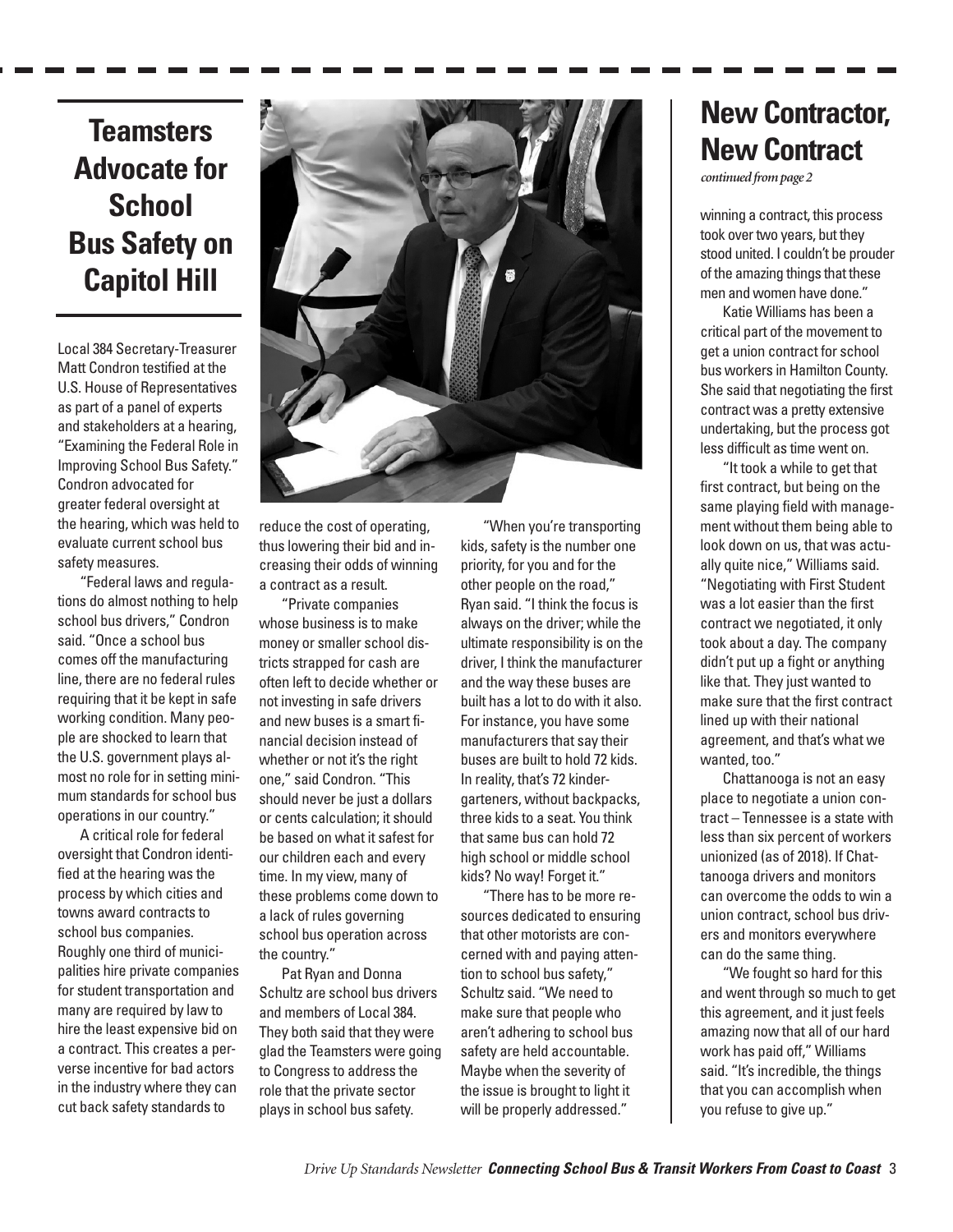## Teamsters Advocate for School Bus Safety on Capitol Hill

Local 384 Secretary-Treasurer Matt Condron testified at the U.S. House of Representatives as part of a panel of experts and stakeholders at a hearing, "Examining the Federal Role in Improving School Bus Safety." Condron advocated for greater federal oversight at the hearing, which was held to evaluate current school bus safety measures.

"Federal laws and regulations do almost nothing to help school bus drivers," Condron said. "Once a school bus comes off the manufacturing line, there are no federal rules requiring that it be kept in safe working condition. Many people are shocked to learn that the U.S. government plays almost no role for in setting minimum standards for school bus operations in our country."

A critical role for federal oversight that Condron identified at the hearing was the process by which cities and towns award contracts to school bus companies. Roughly one third of municipalities hire private companies for student transportation and many are required by law to hire the least expensive bid on a contract. This creates a perverse incentive for bad actors in the industry where they can cut back safety standards to reduce the cost of operating, thus lowering their bid and increasing their odds of winning a contract as a result.

"Private companies whose business is to make money or smaller school districts strapped for cash are often left to decide whether or not investing in safe drivers and new buses is a smart financial decision instead of whether or not it's the right one," said Condron. "This should never be just a dollars or cents calculation; it should be based on what it safest for our children each and every time. In my view, many of these problems come down to a lack of rules governing school bus operation across the country."

Pat Ryan and Donna Schultz are school bus drivers and members of Local 384. They both said that they were glad the Teamsters were going to Congress to address the role that the private sector plays in school bus safety.

"When you're transporting kids, safety is the number one priority, for you and for the other people on the road," Ryan said. "I think the focus is always on the driver; while the ultimate responsibility is on the driver, I think the manufacturer and the way these buses are built has a lot to do with it also. For instance, you have some manufacturers that say their buses are built to hold 72 kids. In reality, that's 72 kindergarteners, without backpacks, three kids to a seat. You think that same bus can hold 72 high school or middle school kids? No way! Forget it."

"There has to be more resources dedicated to ensuring that other motorists are concerned with and paying attention to school bus safety," Schultz said. "We need to make sure that people who aren't adhering to school bus safety are held accountable. Maybe when the severity of the issue is brought to light it will be properly addressed."

## New Contractor, New Contract

*continued from page 2*

winning a contract, this process took over two years, but they stood united. I couldn't be prouder of the amazing things that these men and women have done."

Katie Williams has been a critical part of the movement to get a union contract for school bus workers in Hamilton County. She said that negotiating the first contract was a pretty extensive undertaking, but the process got less difficult as time went on.

"It took a while to get that first contract, but being on the same playing field with management without them being able to look down on us, that was actually quite nice," Williams said. "Negotiating with First Student was a lot easier than the first contract we negotiated, it only took about a day. The company didn't put up a fight or anything like that. They just wanted to make sure that the first contract lined up with their national agreement, and that's what we wanted, too."

Chattanooga is not an easy place to negotiate a union contract – Tennessee is a state with less than six percent of workers unionized (as of 2018). If Chattanooga drivers and monitors can overcome the odds to win a union contract, school bus drivers and monitors everywhere can do the same thing.

"We fought so hard for this and went through so much to get this agreement, and it just feels amazing now that all of our hard work has paid off," Williams said. "It's incredible, the things that you can accomplish when you refuse to give up."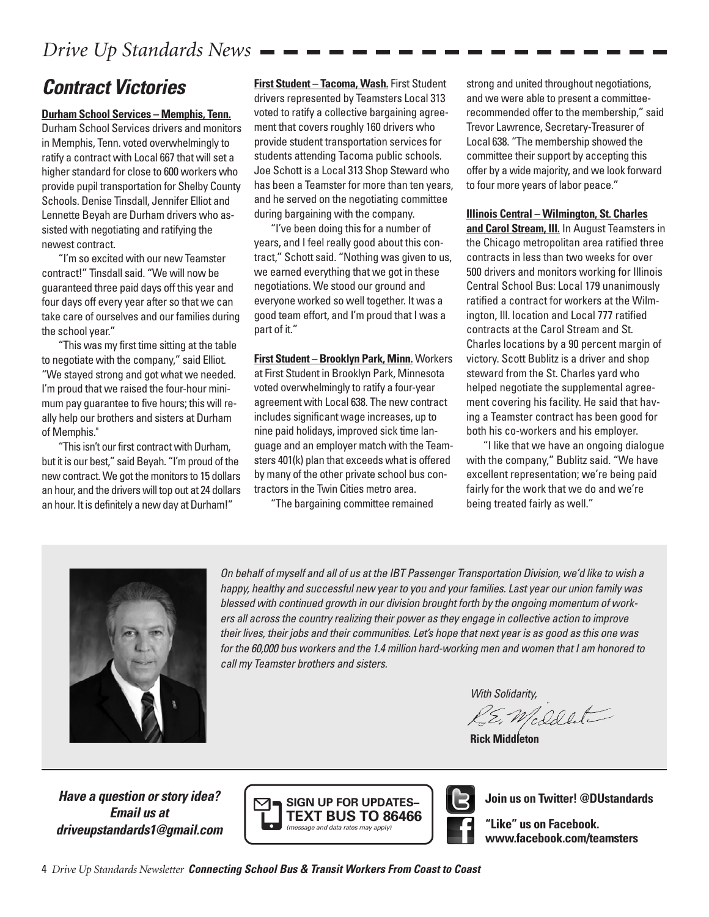## Contract Victories

**Durham School Services – Memphis, Tenn.** Durham School Services drivers and monitors in Memphis, Tenn. voted overwhelmingly to ratify a contract with Local 667 that will set a higher standard for close to 600 workers who provide pupil transportation for Shelby County Schools. Denise Tinsdall, Jennifer Elliot and Lennette Beyah are Durham drivers who assisted with negotiating and ratifying the newest contract.

"I'm so excited with our new Teamster contract!" Tinsdall said. "We will now be guaranteed three paid days off this year and four days off every year after so that we can take care of ourselves and our families during the school year."

"This was my first time sitting at the table to negotiate with the company," said Elliot. "We stayed strong and got what we needed. I'm proud that we raised the four-hour minimum pay guarantee to five hours; this will really help our brothers and sisters at Durham of Memphis."

"This isn't our first contract with Durham, but it is our best," said Beyah. "I'm proud of the new contract. We got the monitors to 15 dollars an hour, and the drivers will top out at 24 dollars an hour. It is definitely a new day at Durham!"

**First Student – Tacoma, Wash.** First Student drivers represented by Teamsters Local 313 voted to ratify a collective bargaining agreement that covers roughly 160 drivers who provide student transportation services for students attending Tacoma public schools. Joe Schott is a Local 313 Shop Steward who has been a Teamster for more than ten years, and he served on the negotiating committee during bargaining with the company.

"I've been doing this for a number of years, and I feel really good about this contract," Schott said. "Nothing was given to us, we earned everything that we got in these negotiations. We stood our ground and everyone worked so well together. It was a good team effort, and I'm proud that I was a part of it."

**First Student – Brooklyn Park, Minn.** Workers at First Student in Brooklyn Park, Minnesota voted overwhelmingly to ratify a four-year agreement with Local 638. The new contract includes significant wage increases, up to nine paid holidays, improved sick time language and an employer match with the Teamsters 401(k) plan that exceeds what is offered by many of the other private school bus contractors in the Twin Cities metro area.

"The bargaining committee remained strong and united throughout negotiations, and we were able to present a committee-recommended offer to the membership," said Trevor Lawrence, Secretary-Treasurer of Local 638. "The membership showed the committee their support by accepting this offer by a wide majority, and we look forward to four more years of labor peace."

**Illinois Central – Wilmington, St. Charles and Carol Stream, Ill.** In August Teamsters in the Chicago metropolitan area ratified three contracts in less than two weeks for over 500 drivers and monitors working for Illinois Central School Bus: Local 179 unanimously ratified a contract for workers at the Wilmington, Ill. location and Local 777 ratified contracts at the Carol Stream and St. Charles locations by a 90 percent margin of victory. Scott Bublitz is a driver and shop steward from the St. Charles yard who helped negotiate the supplemental agreement covering his facility. He said that having a Teamster contract has been good for both his co-workers and his employer.

"I like that we have an ongoing dialogue with the company," Bublitz said. "We have excellent representation; we're being paid fairly for the work that we do and we're being treated fairly as well."

*On behalf of myself and all of us at the IBT Passenger Transportation Division, we'd like to wish a happy, healthy and successful new year to you and your families. Last year our union family was blessed with continued growth in our division brought forth by the ongoing momentum of workers all across the country realizing their power as they engage in collective action to improve their lives, their jobs and their communities. Let's hope that next year is as good as this one was for the 60,000 bus workers and the 1.4 million hard-working men and women that I am honored to call my Teamster brothers and sisters.*

*With Solidarity,*

**Rick Middleton**

***Have a question or story idea? Email us at driveupstandards1@gmail.com***

**SIGN UP FOR UPDATES– TEXT BUS TO 86466**
*(message and data rates may apply)*

**Join us on Twitter! @DUstandards**

**"Like" us on Facebook. www.facebook.com/teamsters**